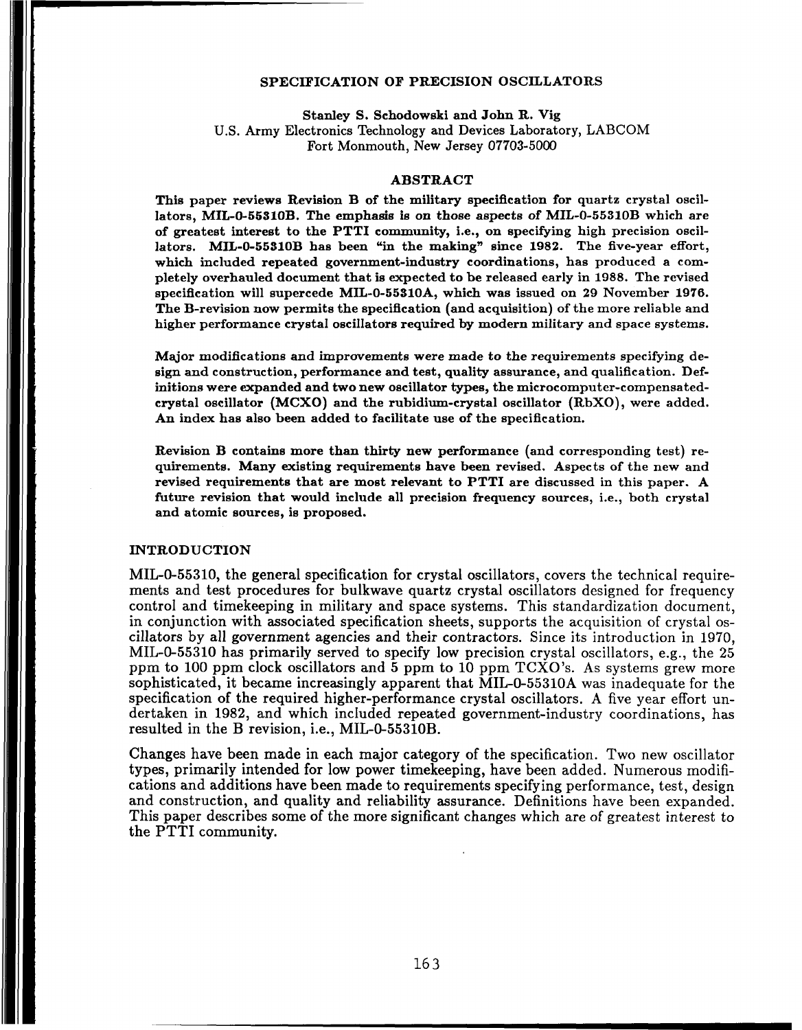# SPECIFICATION OF PRECISION OSCILLATORS

Stanley S. Schodowski and John R. Vig
U.S. Army Electronics Technology and Devices Laboratory, LABCOM
Fort Monmouth, New Jersey 07703-5000

## ABSTRACT

**This paper reviews Revision B of the military specification for quartz crystal oscillators, MIL-0-55310B. The emphasis is on those aspects of MIL-0-55310B which are of greatest interest to the PTTI community, i.e., on specifying high precision oscillators. MIL-0-55310B has been "in the making" since 1982. The five-year effort, which included repeated government-industry coordinations, has produced a completely overhauled document that is expected to be released early in 1988. The revised specification will supercede MIL-0-55310A, which was issued on 29 November 1976. The B-revision now permits the specification (and acquisition) of the more reliable and higher performance crystal oscillators required by modern military and space systems.**

**Major modifications and improvements were made to the requirements specifying design and construction, performance and test, quality assurance, and qualification. Definitions were expanded and two new oscillator types, the microcomputer-compensated-crystal oscillator (MCXO) and the rubidium-crystal oscillator (RbXO), were added. An index has also been added to facilitate use of the specification.**

**Revision B contains more than thirty new performance (and corresponding test) requirements. Many existing requirements have been revised. Aspects of the new and revised requirements that are most relevant to PTTI are discussed in this paper. A future revision that would include all precision frequency sources, i.e., both crystal and atomic sources, is proposed.**

## INTRODUCTION

MIL-0-55310, the general specification for crystal oscillators, covers the technical requirements and test procedures for bulkwave quartz crystal oscillators designed for frequency control and timekeeping in military and space systems. This standardization document, in conjunction with associated specification sheets, supports the acquisition of crystal oscillators by all government agencies and their contractors. Since its introduction in 1970, MIL-0-55310 has primarily served to specify low precision crystal oscillators, e.g., the 25 ppm to 100 ppm clock oscillators and 5 ppm to 10 ppm TCXO's. As systems grew more sophisticated, it became increasingly apparent that MIL-0-55310A was inadequate for the specification of the required higher-performance crystal oscillators. A five year effort undertaken in 1982, and which included repeated government-industry coordinations, has resulted in the B revision, i.e., MIL-0-55310B.

Changes have been made in each major category of the specification. Two new oscillator types, primarily intended for low power timekeeping, have been added. Numerous modifications and additions have been made to requirements specifying performance, test, design and construction, and quality and reliability assurance. Definitions have been expanded. This paper describes some of the more significant changes which are of greatest interest to the PTTI community.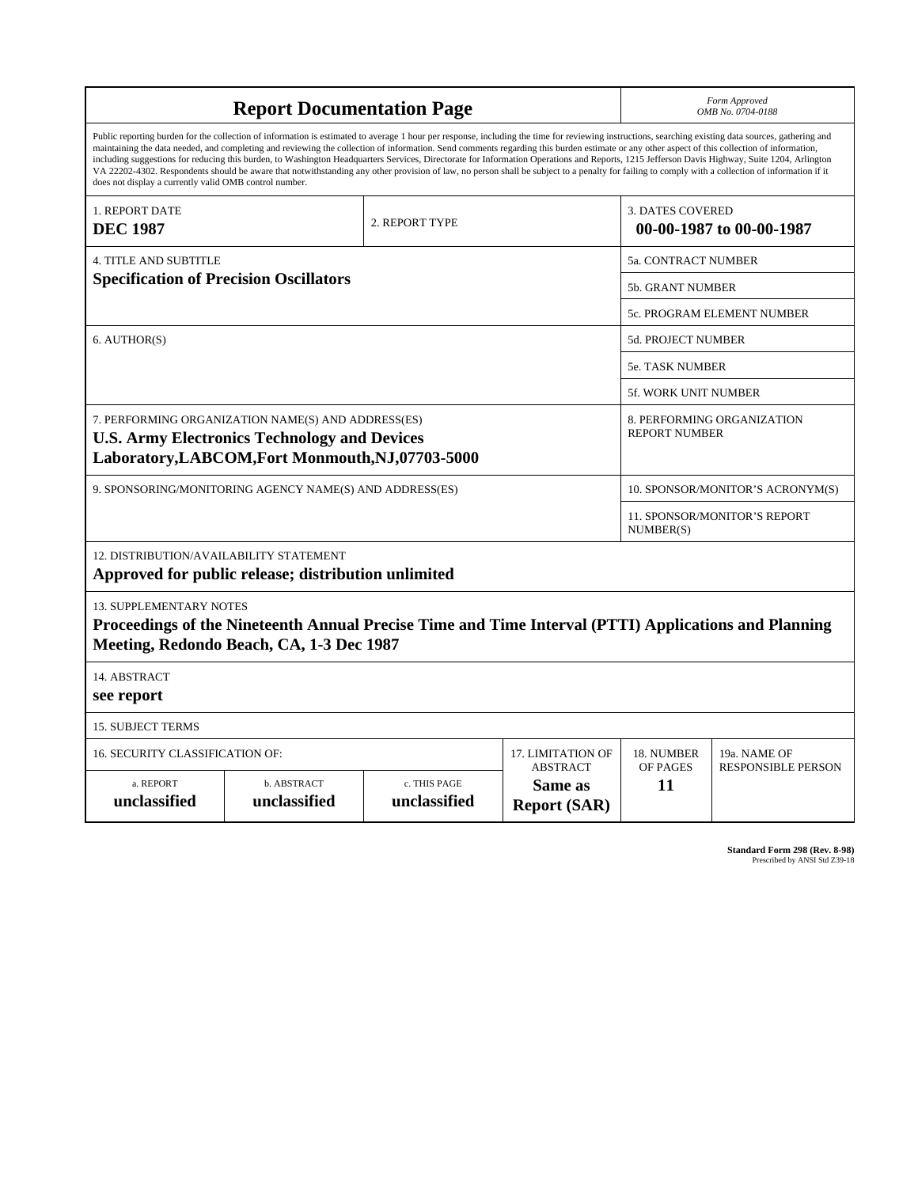# Report Documentation Page

*Form Approved*
*OMB No. 0704-0188*

Public reporting burden for the collection of information is estimated to average 1 hour per response, including the time for reviewing instructions, searching existing data sources, gathering and maintaining the data needed, and completing and reviewing the collection of information. Send comments regarding this burden estimate or any other aspect of this collection of information, including suggestions for reducing this burden, to Washington Headquarters Services, Directorate for Information Operations and Reports, 1215 Jefferson Davis Highway, Suite 1204, Arlington VA 22202-4302. Respondents should be aware that notwithstanding any other provision of law, no person shall be subject to a penalty for failing to comply with a collection of information if it does not display a currently valid OMB control number.

| 1. REPORT DATE | 2. REPORT TYPE | 3. DATES COVERED |
|---|---|---|
| **DEC 1987** | | **00-00-1987 to 00-00-1987** |

| 4. TITLE AND SUBTITLE | |
|---|---|
| **Specification of Precision Oscillators** | 5a. CONTRACT NUMBER |
| | 5b. GRANT NUMBER |
| | 5c. PROGRAM ELEMENT NUMBER |
| 6. AUTHOR(S) | 5d. PROJECT NUMBER |
| | 5e. TASK NUMBER |
| | 5f. WORK UNIT NUMBER |
| 7. PERFORMING ORGANIZATION NAME(S) AND ADDRESS(ES) **U.S. Army Electronics Technology and Devices Laboratory,LABCOM,Fort Monmouth,NJ,07703-5000** | 8. PERFORMING ORGANIZATION REPORT NUMBER |
| 9. SPONSORING/MONITORING AGENCY NAME(S) AND ADDRESS(ES) | 10. SPONSOR/MONITOR'S ACRONYM(S) |
| | 11. SPONSOR/MONITOR'S REPORT NUMBER(S) |

12. DISTRIBUTION/AVAILABILITY STATEMENT
**Approved for public release; distribution unlimited**

13. SUPPLEMENTARY NOTES
**Proceedings of the Nineteenth Annual Precise Time and Time Interval (PTTI) Applications and Planning Meeting, Redondo Beach, CA, 1-3 Dec 1987**

14. ABSTRACT
**see report**

15. SUBJECT TERMS

| 16. SECURITY CLASSIFICATION OF: | | | 17. LIMITATION OF ABSTRACT | 18. NUMBER OF PAGES | 19a. NAME OF RESPONSIBLE PERSON |
|---|---|---|---|---|---|
| a. REPORT | b. ABSTRACT | c. THIS PAGE | | | |
| **unclassified** | **unclassified** | **unclassified** | **Same as Report (SAR)** | **11** | |

**Standard Form 298 (Rev. 8-98)**
Prescribed by ANSI Std Z39-18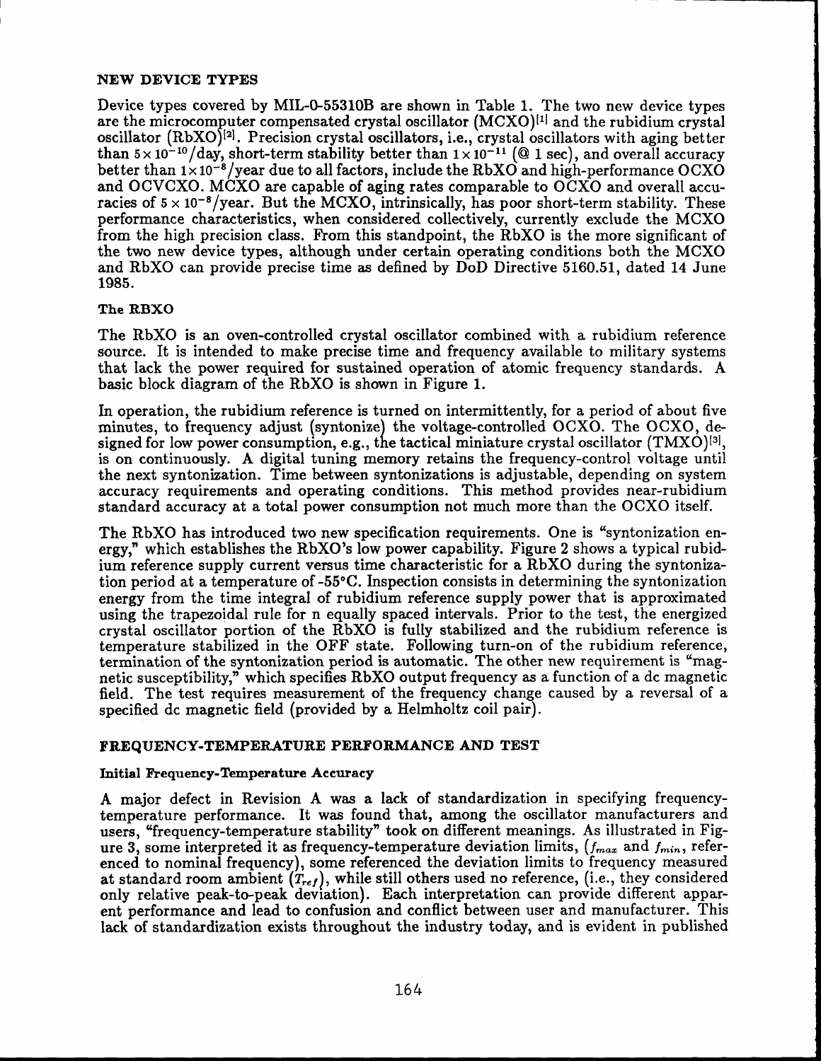## NEW DEVICE TYPES

Device types covered by MIL-0-55310B are shown in Table 1. The two new device types are the microcomputer compensated crystal oscillator (MCXO)[1] and the rubidium crystal oscillator (RbXO)[2]. Precision crystal oscillators, i.e., crystal oscillators with aging better than $5 \times 10^{-10}$/day, short-term stability better than $1 \times 10^{-11}$ (@ 1 sec), and overall accuracy better than $1 \times 10^{-8}$/year due to all factors, include the RbXO and high-performance OCXO and OCVCXO. MCXO are capable of aging rates comparable to OCXO and overall accuracies of $5 \times 10^{-8}$/year. But the MCXO, intrinsically, has poor short-term stability. These performance characteristics, when considered collectively, currently exclude the MCXO from the high precision class. From this standpoint, the RbXO is the more significant of the two new device types, although under certain operating conditions both the MCXO and RbXO can provide precise time as defined by DoD Directive 5160.51, dated 14 June 1985.

### The RBXO

The RbXO is an oven-controlled crystal oscillator combined with a rubidium reference source. It is intended to make precise time and frequency available to military systems that lack the power required for sustained operation of atomic frequency standards. A basic block diagram of the RbXO is shown in Figure 1.

In operation, the rubidium reference is turned on intermittently, for a period of about five minutes, to frequency adjust (syntonize) the voltage-controlled OCXO. The OCXO, designed for low power consumption, e.g., the tactical miniature crystal oscillator (TMXO)[3], is on continuously. A digital tuning memory retains the frequency-control voltage until the next syntonization. Time between syntonizations is adjustable, depending on system accuracy requirements and operating conditions. This method provides near-rubidium standard accuracy at a total power consumption not much more than the OCXO itself.

The RbXO has introduced two new specification requirements. One is "syntonization energy," which establishes the RbXO's low power capability. Figure 2 shows a typical rubidium reference supply current versus time characteristic for a RbXO during the syntonization period at a temperature of -55°C. Inspection consists in determining the syntonization energy from the time integral of rubidium reference supply power that is approximated using the trapezoidal rule for n equally spaced intervals. Prior to the test, the energized crystal oscillator portion of the RbXO is fully stabilized and the rubidium reference is temperature stabilized in the OFF state. Following turn-on of the rubidium reference, termination of the syntonization period is automatic. The other new requirement is "magnetic susceptibility," which specifies RbXO output frequency as a function of a dc magnetic field. The test requires measurement of the frequency change caused by a reversal of a specified dc magnetic field (provided by a Helmholtz coil pair).

## FREQUENCY-TEMPERATURE PERFORMANCE AND TEST

### Initial Frequency-Temperature Accuracy

A major defect in Revision A was a lack of standardization in specifying frequency-temperature performance. It was found that, among the oscillator manufacturers and users, "frequency-temperature stability" took on different meanings. As illustrated in Figure 3, some interpreted it as frequency-temperature deviation limits, ($f_{max}$ and $f_{min}$, referenced to nominal frequency), some referenced the deviation limits to frequency measured at standard room ambient ($T_{ref}$), while still others used no reference, (i.e., they considered only relative peak-to-peak deviation). Each interpretation can provide different apparent performance and lead to confusion and conflict between user and manufacturer. This lack of standardization exists throughout the industry today, and is evident in published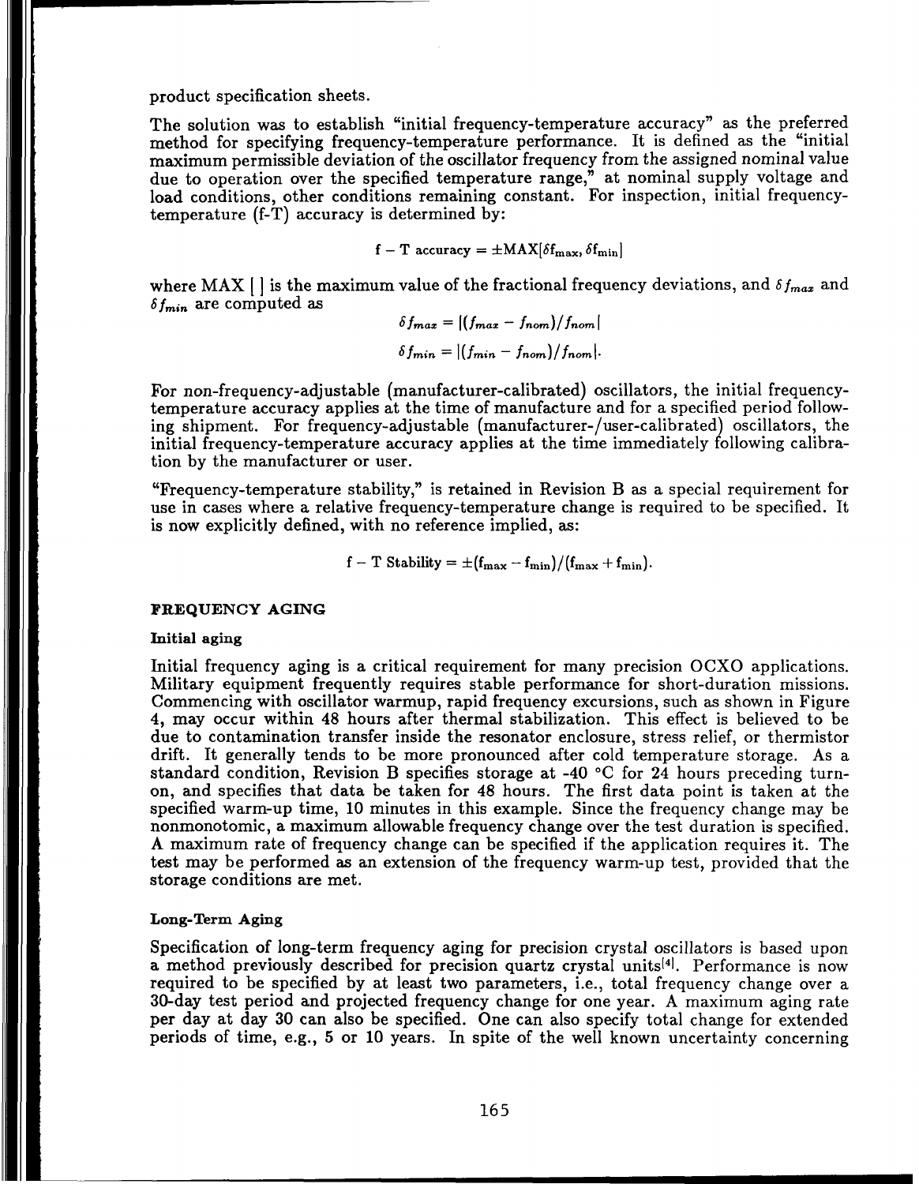product specification sheets.

The solution was to establish "initial frequency-temperature accuracy" as the preferred method for specifying frequency-temperature performance. It is defined as the "initial maximum permissible deviation of the oscillator frequency from the assigned nominal value due to operation over the specified temperature range," at nominal supply voltage and load conditions, other conditions remaining constant. For inspection, initial frequency-temperature (f-T) accuracy is determined by:

$$\mathrm{f-T\ accuracy} = \pm \mathrm{MAX}[\delta f_{\max}, \delta f_{\min}]$$

where MAX [ ] is the maximum value of the fractional frequency deviations, and $\delta f_{max}$ and $\delta f_{min}$ are computed as

$$\delta f_{max} = |(f_{max} - f_{nom})/f_{nom}|$$

$$\delta f_{min} = |(f_{min} - f_{nom})/f_{nom}|.$$

For non-frequency-adjustable (manufacturer-calibrated) oscillators, the initial frequency-temperature accuracy applies at the time of manufacture and for a specified period following shipment. For frequency-adjustable (manufacturer-/user-calibrated) oscillators, the initial frequency-temperature accuracy applies at the time immediately following calibration by the manufacturer or user.

"Frequency-temperature stability," is retained in Revision B as a special requirement for use in cases where a relative frequency-temperature change is required to be specified. It is now explicitly defined, with no reference implied, as:

$$\mathrm{f-T\ Stability} = \pm(f_{\max} - f_{\min})/(f_{\max} + f_{\min}).$$

## FREQUENCY AGING

### Initial aging

Initial frequency aging is a critical requirement for many precision OCXO applications. Military equipment frequently requires stable performance for short-duration missions. Commencing with oscillator warmup, rapid frequency excursions, such as shown in Figure 4, may occur within 48 hours after thermal stabilization. This effect is believed to be due to contamination transfer inside the resonator enclosure, stress relief, or thermistor drift. It generally tends to be more pronounced after cold temperature storage. As a standard condition, Revision B specifies storage at -40 °C for 24 hours preceding turn-on, and specifies that data be taken for 48 hours. The first data point is taken at the specified warm-up time, 10 minutes in this example. Since the frequency change may be nonmonotomic, a maximum allowable frequency change over the test duration is specified. A maximum rate of frequency change can be specified if the application requires it. The test may be performed as an extension of the frequency warm-up test, provided that the storage conditions are met.

### Long-Term Aging

Specification of long-term frequency aging for precision crystal oscillators is based upon a method previously described for precision quartz crystal units[4]. Performance is now required to be specified by at least two parameters, i.e., total frequency change over a 30-day test period and projected frequency change for one year. A maximum aging rate per day at day 30 can also be specified. One can also specify total change for extended periods of time, e.g., 5 or 10 years. In spite of the well known uncertainty concerning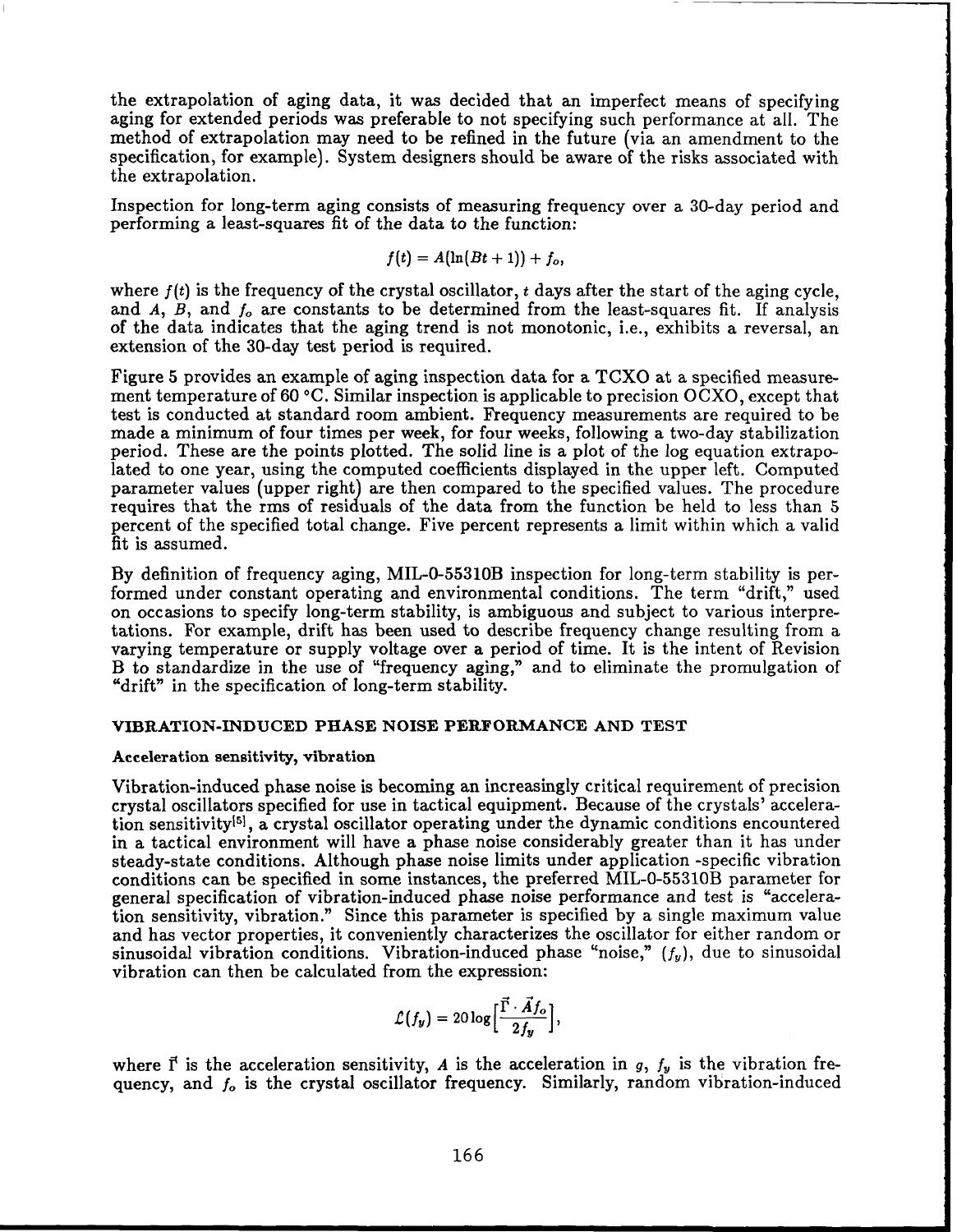the extrapolation of aging data, it was decided that an imperfect means of specifying aging for extended periods was preferable to not specifying such performance at all. The method of extrapolation may need to be refined in the future (via an amendment to the specification, for example). System designers should be aware of the risks associated with the extrapolation.

Inspection for long-term aging consists of measuring frequency over a 30-day period and performing a least-squares fit of the data to the function:

$$f(t) = A(\ln(Bt + 1)) + f_o,$$

where $f(t)$ is the frequency of the crystal oscillator, $t$ days after the start of the aging cycle, and $A$, $B$, and $f_o$ are constants to be determined from the least-squares fit. If analysis of the data indicates that the aging trend is not monotonic, i.e., exhibits a reversal, an extension of the 30-day test period is required.

Figure 5 provides an example of aging inspection data for a TCXO at a specified measurement temperature of 60 °C. Similar inspection is applicable to precision OCXO, except that test is conducted at standard room ambient. Frequency measurements are required to be made a minimum of four times per week, for four weeks, following a two-day stabilization period. These are the points plotted. The solid line is a plot of the log equation extrapolated to one year, using the computed coefficients displayed in the upper left. Computed parameter values (upper right) are then compared to the specified values. The procedure requires that the rms of residuals of the data from the function be held to less than 5 percent of the specified total change. Five percent represents a limit within which a valid fit is assumed.

By definition of frequency aging, MIL-0-55310B inspection for long-term stability is performed under constant operating and environmental conditions. The term "drift," used on occasions to specify long-term stability, is ambiguous and subject to various interpretations. For example, drift has been used to describe frequency change resulting from a varying temperature or supply voltage over a period of time. It is the intent of Revision B to standardize in the use of "frequency aging," and to eliminate the promulgation of "drift" in the specification of long-term stability.

## VIBRATION-INDUCED PHASE NOISE PERFORMANCE AND TEST

### Acceleration sensitivity, vibration

Vibration-induced phase noise is becoming an increasingly critical requirement of precision crystal oscillators specified for use in tactical equipment. Because of the crystals' acceleration sensitivity[5], a crystal oscillator operating under the dynamic conditions encountered in a tactical environment will have a phase noise considerably greater than it has under steady-state conditions. Although phase noise limits under application -specific vibration conditions can be specified in some instances, the preferred MIL-0-55310B parameter for general specification of vibration-induced phase noise performance and test is "acceleration sensitivity, vibration." Since this parameter is specified by a single maximum value and has vector properties, it conveniently characterizes the oscillator for either random or sinusoidal vibration conditions. Vibration-induced phase "noise," $(f_v)$, due to sinusoidal vibration can then be calculated from the expression:

$$\mathcal{L}(f_v) = 20\log\left[\frac{\vec{\Gamma} \cdot \vec{A} f_o}{2f_v}\right],$$

where $\vec{\Gamma}$ is the acceleration sensitivity, $A$ is the acceleration in $g$, $f_v$ is the vibration frequency, and $f_o$ is the crystal oscillator frequency. Similarly, random vibration-induced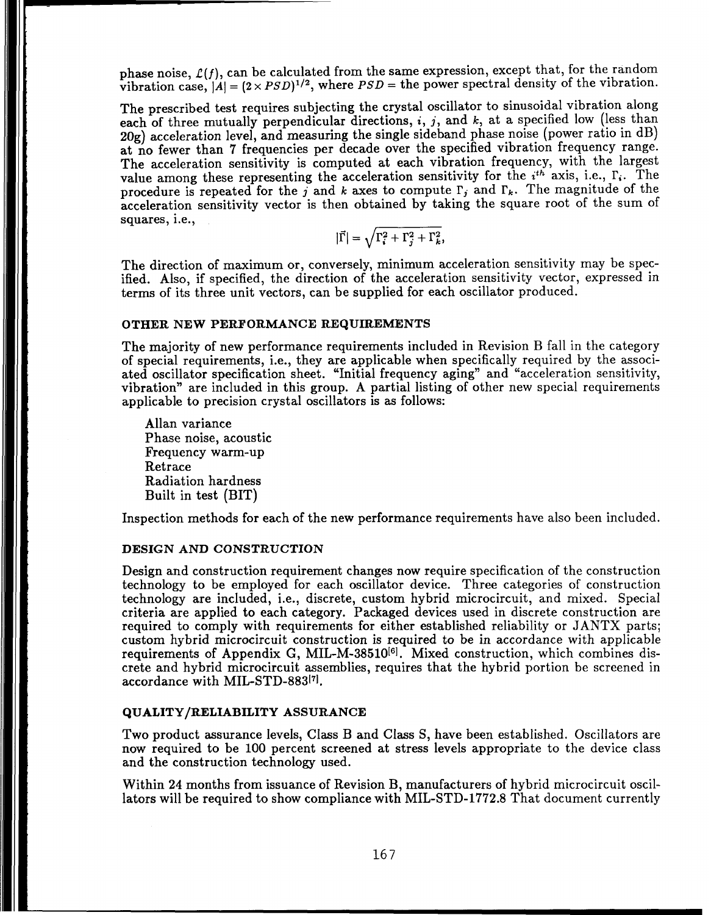phase noise, $\mathcal{L}(f)$, can be calculated from the same expression, except that, for the random vibration case, $|A| = (2 \times PSD)^{1/2}$, where $PSD$ = the power spectral density of the vibration.

The prescribed test requires subjecting the crystal oscillator to sinusoidal vibration along each of three mutually perpendicular directions, $i$, $j$, and $k$, at a specified low (less than 20g) acceleration level, and measuring the single sideband phase noise (power ratio in dB) at no fewer than 7 frequencies per decade over the specified vibration frequency range. The acceleration sensitivity is computed at each vibration frequency, with the largest value among these representing the acceleration sensitivity for the $i^{th}$ axis, i.e., $\Gamma_i$. The procedure is repeated for the $j$ and $k$ axes to compute $\Gamma_j$ and $\Gamma_k$. The magnitude of the acceleration sensitivity vector is then obtained by taking the square root of the sum of squares, i.e.,

$$|\vec{\Gamma}| = \sqrt{\Gamma_i^2 + \Gamma_j^2 + \Gamma_k^2},$$

The direction of maximum or, conversely, minimum acceleration sensitivity may be specified. Also, if specified, the direction of the acceleration sensitivity vector, expressed in terms of its three unit vectors, can be supplied for each oscillator produced.

## OTHER NEW PERFORMANCE REQUIREMENTS

The majority of new performance requirements included in Revision B fall in the category of special requirements, i.e., they are applicable when specifically required by the associated oscillator specification sheet. "Initial frequency aging" and "acceleration sensitivity, vibration" are included in this group. A partial listing of other new special requirements applicable to precision crystal oscillators is as follows:

- Allan variance
- Phase noise, acoustic
- Frequency warm-up
- Retrace
- Radiation hardness
- Built in test (BIT)

Inspection methods for each of the new performance requirements have also been included.

## DESIGN AND CONSTRUCTION

Design and construction requirement changes now require specification of the construction technology to be employed for each oscillator device. Three categories of construction technology are included, i.e., discrete, custom hybrid microcircuit, and mixed. Special criteria are applied to each category. Packaged devices used in discrete construction are required to comply with requirements for either established reliability or JANTX parts; custom hybrid microcircuit construction is required to be in accordance with applicable requirements of Appendix G, MIL-M-38510[6]. Mixed construction, which combines discrete and hybrid microcircuit assemblies, requires that the hybrid portion be screened in accordance with MIL-STD-883[7].

## QUALITY/RELIABILITY ASSURANCE

Two product assurance levels, Class B and Class S, have been established. Oscillators are now required to be 100 percent screened at stress levels appropriate to the device class and the construction technology used.

Within 24 months from issuance of Revision B, manufacturers of hybrid microcircuit oscillators will be required to show compliance with MIL-STD-1772.8 That document currently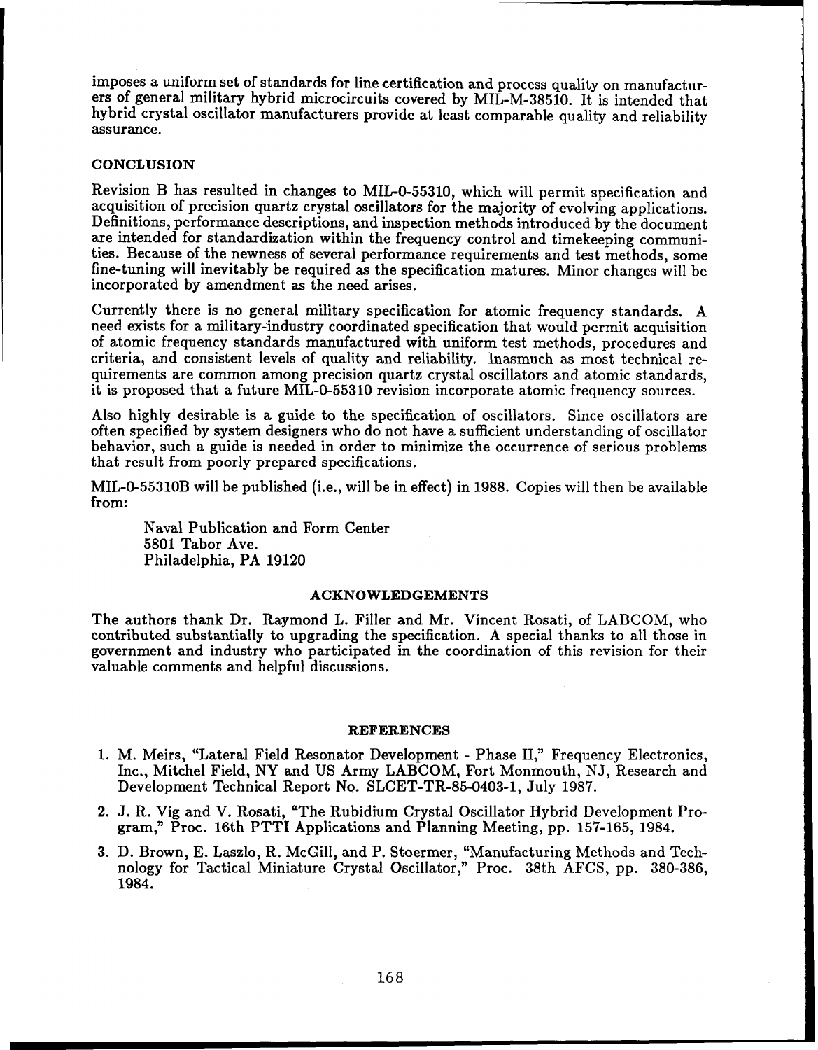imposes a uniform set of standards for line certification and process quality on manufacturers of general military hybrid microcircuits covered by MIL-M-38510. It is intended that hybrid crystal oscillator manufacturers provide at least comparable quality and reliability assurance.

## CONCLUSION

Revision B has resulted in changes to MIL-0-55310, which will permit specification and acquisition of precision quartz crystal oscillators for the majority of evolving applications. Definitions, performance descriptions, and inspection methods introduced by the document are intended for standardization within the frequency control and timekeeping communities. Because of the newness of several performance requirements and test methods, some fine-tuning will inevitably be required as the specification matures. Minor changes will be incorporated by amendment as the need arises.

Currently there is no general military specification for atomic frequency standards. A need exists for a military-industry coordinated specification that would permit acquisition of atomic frequency standards manufactured with uniform test methods, procedures and criteria, and consistent levels of quality and reliability. Inasmuch as most technical requirements are common among precision quartz crystal oscillators and atomic standards, it is proposed that a future MIL-0-55310 revision incorporate atomic frequency sources.

Also highly desirable is a guide to the specification of oscillators. Since oscillators are often specified by system designers who do not have a sufficient understanding of oscillator behavior, such a guide is needed in order to minimize the occurrence of serious problems that result from poorly prepared specifications.

MIL-0-55310B will be published (i.e., will be in effect) in 1988. Copies will then be available from:

Naval Publication and Form Center
5801 Tabor Ave.
Philadelphia, PA 19120

## ACKNOWLEDGEMENTS

The authors thank Dr. Raymond L. Filler and Mr. Vincent Rosati, of LABCOM, who contributed substantially to upgrading the specification. A special thanks to all those in government and industry who participated in the coordination of this revision for their valuable comments and helpful discussions.

## REFERENCES

1. M. Meirs, "Lateral Field Resonator Development - Phase II," Frequency Electronics, Inc., Mitchel Field, NY and US Army LABCOM, Fort Monmouth, NJ, Research and Development Technical Report No. SLCET-TR-85-0403-1, July 1987.
2. J. R. Vig and V. Rosati, "The Rubidium Crystal Oscillator Hybrid Development Program," Proc. 16th PTTI Applications and Planning Meeting, pp. 157-165, 1984.
3. D. Brown, E. Laszlo, R. McGill, and P. Stoermer, "Manufacturing Methods and Technology for Tactical Miniature Crystal Oscillator," Proc. 38th AFCS, pp. 380-386, 1984.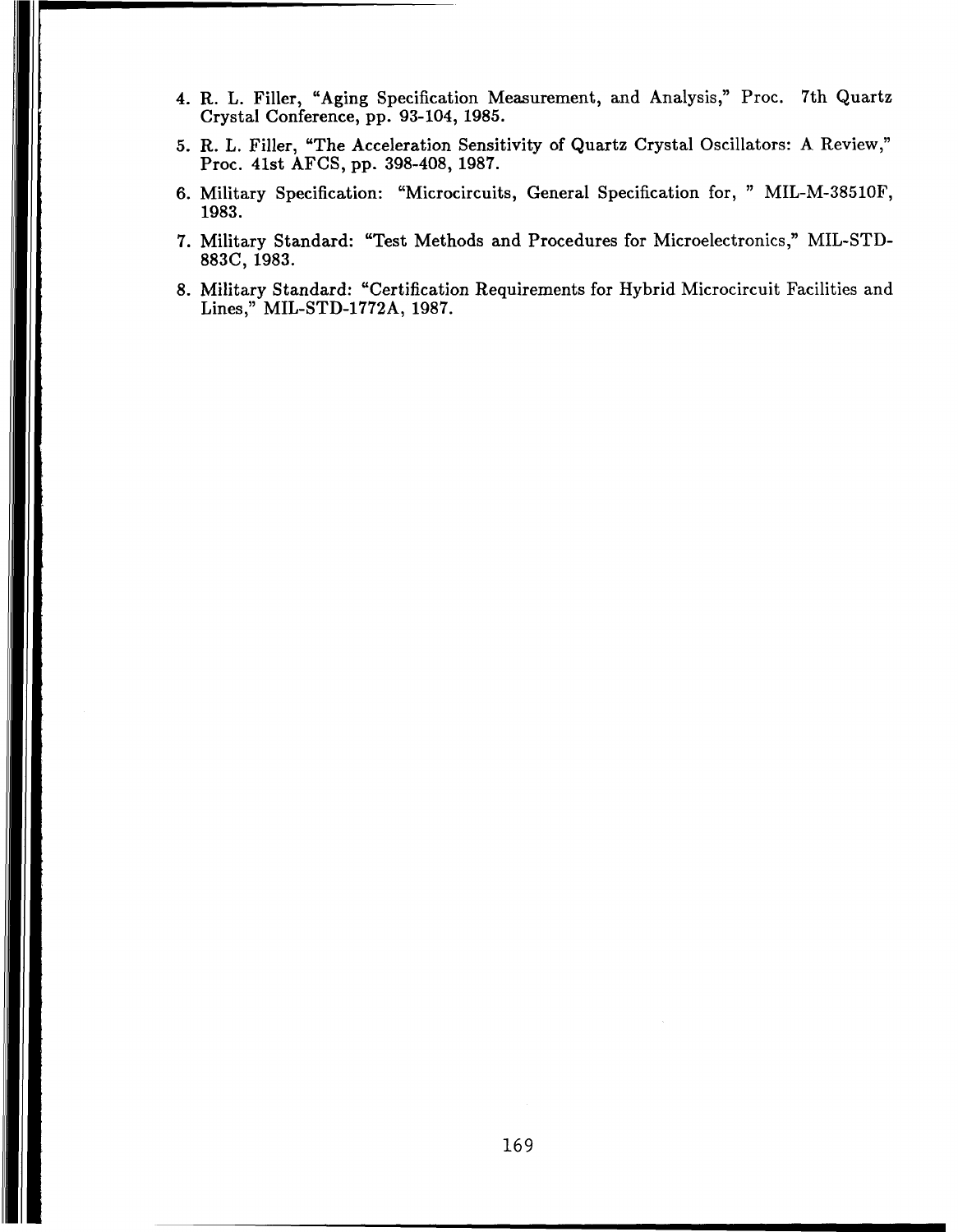4. R. L. Filler, "Aging Specification Measurement, and Analysis," Proc. 7th Quartz Crystal Conference, pp. 93-104, 1985.
5. R. L. Filler, "The Acceleration Sensitivity of Quartz Crystal Oscillators: A Review," Proc. 41st AFCS, pp. 398-408, 1987.
6. Military Specification: "Microcircuits, General Specification for, " MIL-M-38510F, 1983.
7. Military Standard: "Test Methods and Procedures for Microelectronics," MIL-STD-883C, 1983.
8. Military Standard: "Certification Requirements for Hybrid Microcircuit Facilities and Lines," MIL-STD-1772A, 1987.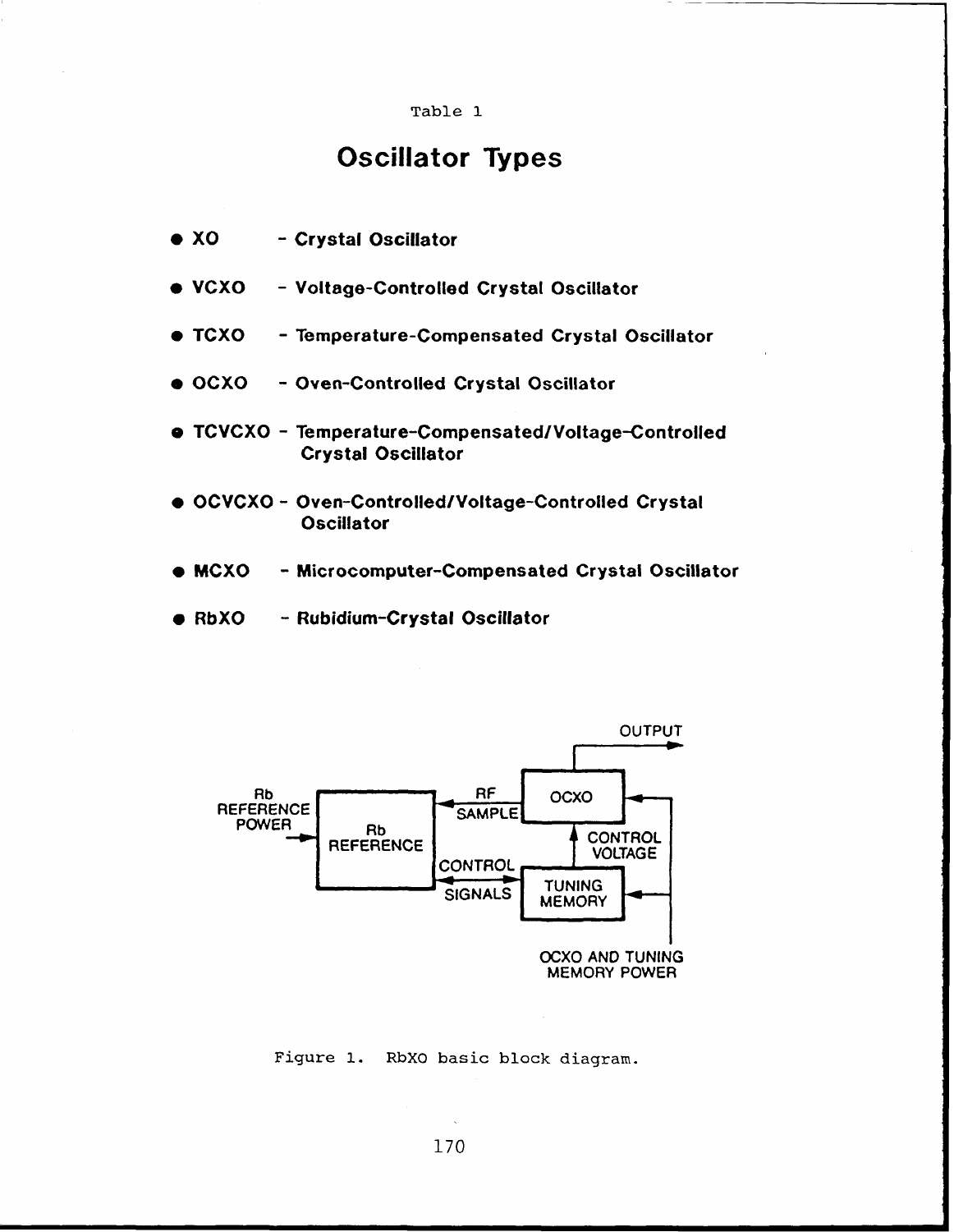Table 1

## Oscillator Types

- **XO** - **Crystal Oscillator**
- **VCXO** - **Voltage-Controlled Crystal Oscillator**
- **TCXO** - **Temperature-Compensated Crystal Oscillator**
- **OCXO** - **Oven-Controlled Crystal Oscillator**
- **TCVCXO** - **Temperature-Compensated/Voltage-Controlled Crystal Oscillator**
- **OCVCXO** - **Oven-Controlled/Voltage-Controlled Crystal Oscillator**
- **MCXO** - **Microcomputer-Compensated Crystal Oscillator**
- **RbXO** - **Rubidium-Crystal Oscillator**

Figure 1. RbXO basic block diagram.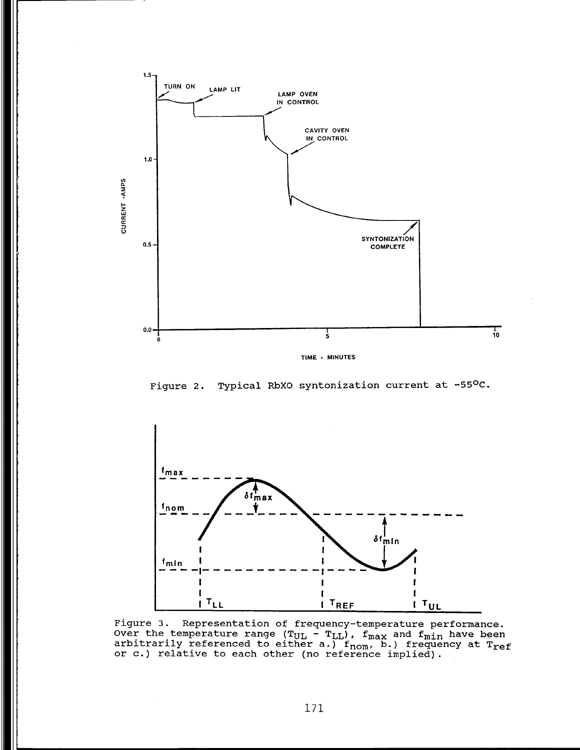Figure 2. Typical RbXO syntonization current at -55°C.

Figure 3. Representation of frequency-temperature performance. Over the temperature range ($T_{UL} - T_{LL}$), $f_{max}$ and $f_{min}$ have been arbitrarily referenced to either a.) $f_{nom}$, b.) frequency at $T_{ref}$ or c.) relative to each other (no reference implied).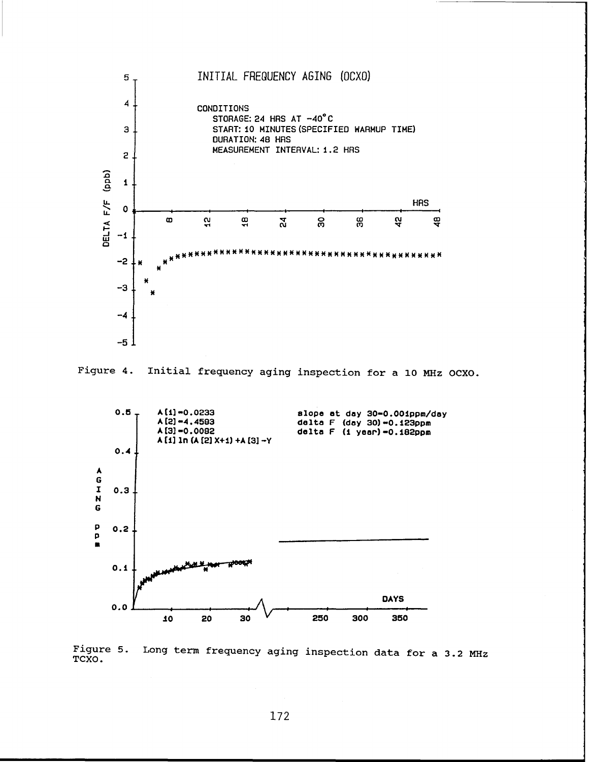Figure 4. Initial frequency aging inspection for a 10 MHz OCXO.

Figure 5. Long term frequency aging inspection data for a 3.2 MHz TCXO.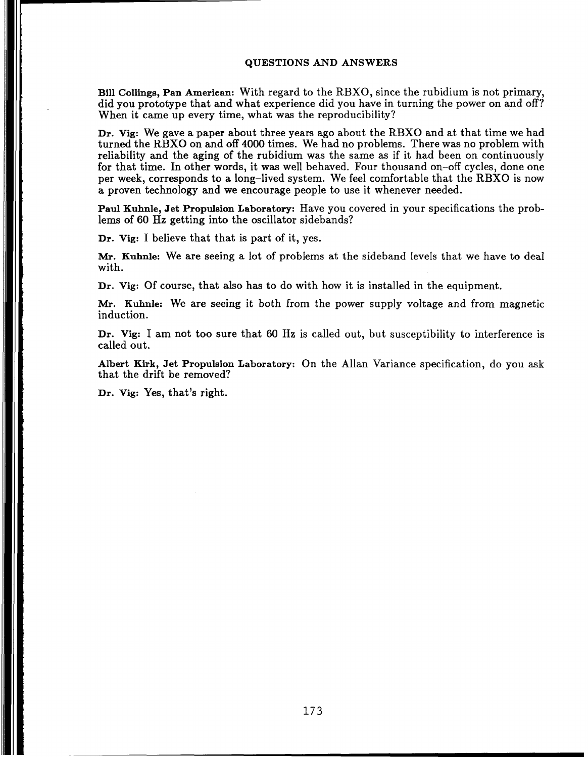## QUESTIONS AND ANSWERS

**Bill Collings, Pan American:** With regard to the RBXO, since the rubidium is not primary, did you prototype that and what experience did you have in turning the power on and off? When it came up every time, what was the reproducibility?

**Dr. Vig:** We gave a paper about three years ago about the RBXO and at that time we had turned the RBXO on and off 4000 times. We had no problems. There was no problem with reliability and the aging of the rubidium was the same as if it had been on continuously for that time. In other words, it was well behaved. Four thousand on–off cycles, done one per week, corresponds to a long–lived system. We feel comfortable that the RBXO is now a proven technology and we encourage people to use it whenever needed.

**Paul Kuhnle, Jet Propulsion Laboratory:** Have you covered in your specifications the problems of 60 Hz getting into the oscillator sidebands?

**Dr. Vig:** I believe that that is part of it, yes.

**Mr. Kuhnle:** We are seeing a lot of problems at the sideband levels that we have to deal with.

**Dr. Vig:** Of course, that also has to do with how it is installed in the equipment.

**Mr. Kuhnle:** We are seeing it both from the power supply voltage and from magnetic induction.

**Dr. Vig:** I am not too sure that 60 Hz is called out, but susceptibility to interference is called out.

**Albert Kirk, Jet Propulsion Laboratory:** On the Allan Variance specification, do you ask that the drift be removed?

**Dr. Vig:** Yes, that's right.